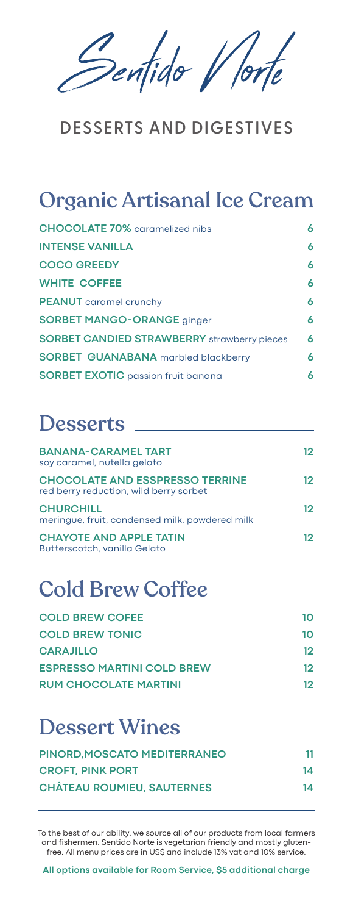# Sentido Norte

## DESSERTS AND DIGESTIVES

## Organic Artisanal Ice Cream

| | |
|---|---|
| **CHOCOLATE 70%** caramelized nibs | 6 |
| **INTENSE VANILLA** | 6 |
| **COCO GREEDY** | 6 |
| **WHITE COFFEE** | 6 |
| **PEANUT** caramel crunchy | 6 |
| **SORBET MANGO-ORANGE** ginger | 6 |
| **SORBET CANDIED STRAWBERRY** strawberry pieces | 6 |
| **SORBET GUANABANA** marbled blackberry | 6 |
| **SORBET EXOTIC** passion fruit banana | 6 |

## Desserts

| | |
|---|---|
| **BANANA-CARAMEL TART**<br>soy caramel, nutella gelato | 12 |
| **CHOCOLATE AND ESSPRESSO TERRINE**<br>red berry reduction, wild berry sorbet | 12 |
| **CHURCHILL**<br>meringue, fruit, condensed milk, powdered milk | 12 |
| **CHAYOTE AND APPLE TATIN**<br>Butterscotch, vanilla Gelato | 12 |

## Cold Brew Coffee

| | |
|---|---|
| **COLD BREW COFEE** | 10 |
| **COLD BREW TONIC** | 10 |
| **CARAJILLO** | 12 |
| **ESPRESSO MARTINI COLD BREW** | 12 |
| **RUM CHOCOLATE MARTINI** | 12 |

## Dessert Wines

| | |
|---|---|
| **PINORD,MOSCATO MEDITERRANEO** | 11 |
| **CROFT, PINK PORT** | 14 |
| **CHÂTEAU ROUMIEU, SAUTERNES** | 14 |

To the best of our ability, we source all of our products from local farmers and fishermen. Sentido Norte is vegetarian friendly and mostly gluten-free. All menu prices are in US$ and include 13% vat and 10% service.

**All options available for Room Service, $5 additional charge**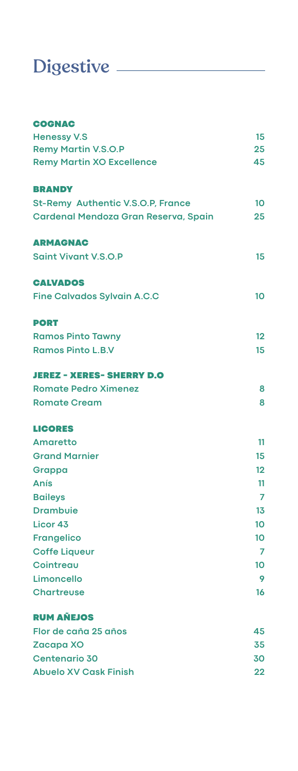# Digestive

## COGNAC

| | |
|---|---|
| Henessy V.S | 15 |
| Remy Martin V.S.O.P | 25 |
| Remy Martin XO Excellence | 45 |

## BRANDY

| | |
|---|---|
| St-Remy Authentic V.S.O.P, France | 10 |
| Cardenal Mendoza Gran Reserva, Spain | 25 |

## ARMAGNAC

| | |
|---|---|
| Saint Vivant V.S.O.P | 15 |

## CALVADOS

| | |
|---|---|
| Fine Calvados Sylvain A.C.C | 10 |

## PORT

| | |
|---|---|
| Ramos Pinto Tawny | 12 |
| Ramos Pinto L.B.V | 15 |

## JEREZ - XERES- SHERRY D.O

| | |
|---|---|
| Romate Pedro Ximenez | 8 |
| Romate Cream | 8 |

## LICORES

| | |
|---|---|
| Amaretto | 11 |
| Grand Marnier | 15 |
| Grappa | 12 |
| Anís | 11 |
| Baileys | 7 |
| Drambuie | 13 |
| Licor 43 | 10 |
| Frangelico | 10 |
| Coffe Liqueur | 7 |
| Cointreau | 10 |
| Limoncello | 9 |
| Chartreuse | 16 |

## RUM AÑEJOS

| | |
|---|---|
| Flor de caña 25 años | 45 |
| Zacapa XO | 35 |
| Centenario 30 | 30 |
| Abuelo XV Cask Finish | 22 |